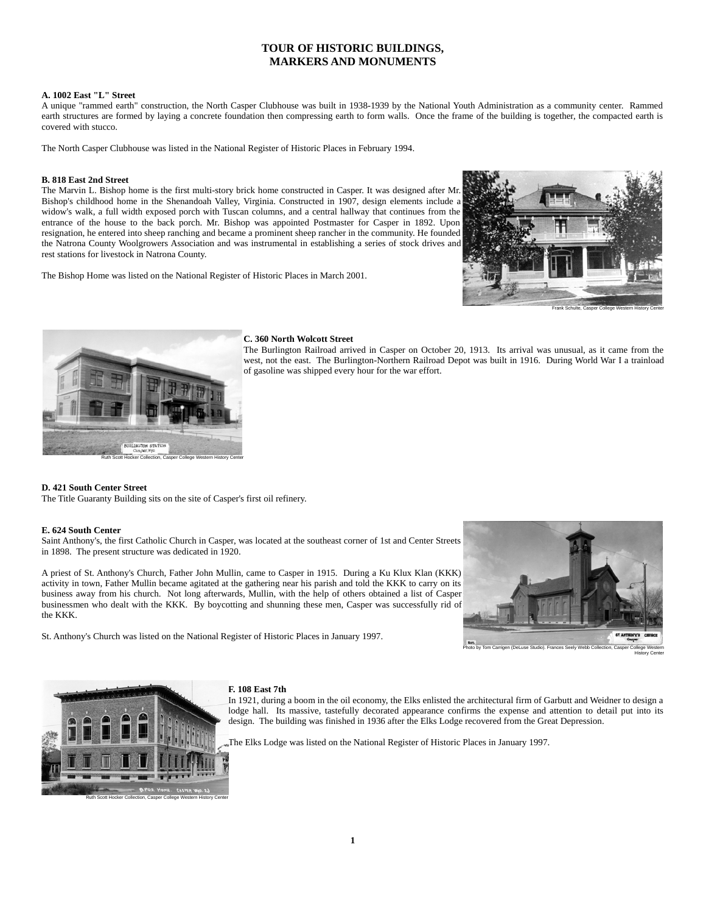# TOUR OF HISTORIC BUILDINGS, MARKERS AND MONUMENTS

**A. 1002 East "L" Street**

A unique "rammed earth" construction, the North Casper Clubhouse was built in 1938-1939 by the National Youth Administration as a community center. Rammed earth structures are formed by laying a concrete foundation then compressing earth to form walls. Once the frame of the building is together, the compacted earth is covered with stucco.

The North Casper Clubhouse was listed in the National Register of Historic Places in February 1994.

**B. 818 East 2nd Street**

The Marvin L. Bishop home is the first multi-story brick home constructed in Casper. It was designed after Mr. Bishop's childhood home in the Shenandoah Valley, Virginia. Constructed in 1907, design elements include a widow's walk, a full width exposed porch with Tuscan columns, and a central hallway that continues from the entrance of the house to the back porch. Mr. Bishop was appointed Postmaster for Casper in 1892. Upon resignation, he entered into sheep ranching and became a prominent sheep rancher in the community. He founded the Natrona County Woolgrowers Association and was instrumental in establishing a series of stock drives and rest stations for livestock in Natrona County.

The Bishop Home was listed on the National Register of Historic Places in March 2001.

Frank Schulte, Casper College Western History Center

**C. 360 North Wolcott Street**

The Burlington Railroad arrived in Casper on October 20, 1913. Its arrival was unusual, as it came from the west, not the east. The Burlington-Northern Railroad Depot was built in 1916. During World War I a trainload of gasoline was shipped every hour for the war effort.

Ruth Scott Hocker Collection, Casper College Western History Center

**D. 421 South Center Street**

The Title Guaranty Building sits on the site of Casper's first oil refinery.

**E. 624 South Center**

Saint Anthony's, the first Catholic Church in Casper, was located at the southeast corner of 1st and Center Streets in 1898. The present structure was dedicated in 1920.

A priest of St. Anthony's Church, Father John Mullin, came to Casper in 1915. During a Ku Klux Klan (KKK) activity in town, Father Mullin became agitated at the gathering near his parish and told the KKK to carry on its business away from his church. Not long afterwards, Mullin, with the help of others obtained a list of Casper businessmen who dealt with the KKK. By boycotting and shunning these men, Casper was successfully rid of the KKK.

St. Anthony's Church was listed on the National Register of Historic Places in January 1997.

Photo by Tom Carrigen (DeLuse Studio). Frances Seely Webb Collection, Casper College Western History Center

**F. 108 East 7th**

In 1921, during a boom in the oil economy, the Elks enlisted the architectural firm of Garbutt and Weidner to design a lodge hall. Its massive, tastefully decorated appearance confirms the expense and attention to detail put into its design. The building was finished in 1936 after the Elks Lodge recovered from the Great Depression.

The Elks Lodge was listed on the National Register of Historic Places in January 1997.

Ruth Scott Hocker Collection, Casper College Western History Center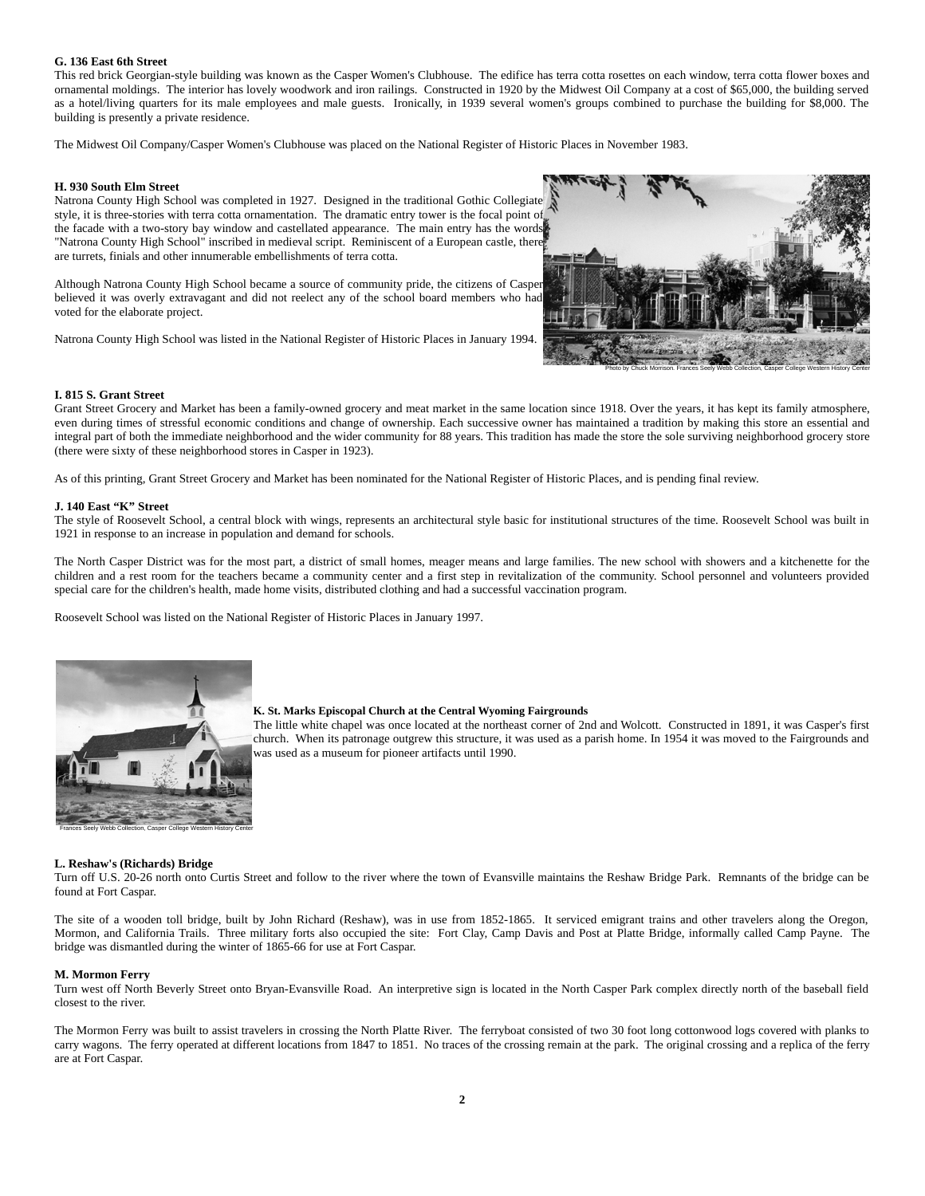**G. 136 East 6th Street**
This red brick Georgian-style building was known as the Casper Women's Clubhouse. The edifice has terra cotta rosettes on each window, terra cotta flower boxes and ornamental moldings. The interior has lovely woodwork and iron railings. Constructed in 1920 by the Midwest Oil Company at a cost of $65,000, the building served as a hotel/living quarters for its male employees and male guests. Ironically, in 1939 several women's groups combined to purchase the building for $8,000. The building is presently a private residence.

The Midwest Oil Company/Casper Women's Clubhouse was placed on the National Register of Historic Places in November 1983.

**H. 930 South Elm Street**
Natrona County High School was completed in 1927. Designed in the traditional Gothic Collegiate style, it is three-stories with terra cotta ornamentation. The dramatic entry tower is the focal point of the facade with a two-story bay window and castellated appearance. The main entry has the words "Natrona County High School" inscribed in medieval script. Reminiscent of a European castle, there are turrets, finials and other innumerable embellishments of terra cotta.

Although Natrona County High School became a source of community pride, the citizens of Casper believed it was overly extravagant and did not reelect any of the school board members who had voted for the elaborate project.

Natrona County High School was listed in the National Register of Historic Places in January 1994.

Photo by Chuck Morrison. Frances Seely Webb Collection, Casper College Western History Center

**I. 815 S. Grant Street**
Grant Street Grocery and Market has been a family-owned grocery and meat market in the same location since 1918. Over the years, it has kept its family atmosphere, even during times of stressful economic conditions and change of ownership. Each successive owner has maintained a tradition by making this store an essential and integral part of both the immediate neighborhood and the wider community for 88 years. This tradition has made the store the sole surviving neighborhood grocery store (there were sixty of these neighborhood stores in Casper in 1923).

As of this printing, Grant Street Grocery and Market has been nominated for the National Register of Historic Places, and is pending final review.

**J. 140 East "K" Street**
The style of Roosevelt School, a central block with wings, represents an architectural style basic for institutional structures of the time. Roosevelt School was built in 1921 in response to an increase in population and demand for schools.

The North Casper District was for the most part, a district of small homes, meager means and large families. The new school with showers and a kitchenette for the children and a rest room for the teachers became a community center and a first step in revitalization of the community. School personnel and volunteers provided special care for the children's health, made home visits, distributed clothing and had a successful vaccination program.

Roosevelt School was listed on the National Register of Historic Places in January 1997.

**K. St. Marks Episcopal Church at the Central Wyoming Fairgrounds**
The little white chapel was once located at the northeast corner of 2nd and Wolcott. Constructed in 1891, it was Casper's first church. When its patronage outgrew this structure, it was used as a parish home. In 1954 it was moved to the Fairgrounds and was used as a museum for pioneer artifacts until 1990.

Frances Seely Webb Collection, Casper College Western History Center

**L. Reshaw's (Richards) Bridge**
Turn off U.S. 20-26 north onto Curtis Street and follow to the river where the town of Evansville maintains the Reshaw Bridge Park. Remnants of the bridge can be found at Fort Caspar.

The site of a wooden toll bridge, built by John Richard (Reshaw), was in use from 1852-1865. It serviced emigrant trains and other travelers along the Oregon, Mormon, and California Trails. Three military forts also occupied the site: Fort Clay, Camp Davis and Post at Platte Bridge, informally called Camp Payne. The bridge was dismantled during the winter of 1865-66 for use at Fort Caspar.

**M. Mormon Ferry**
Turn west off North Beverly Street onto Bryan-Evansville Road. An interpretive sign is located in the North Casper Park complex directly north of the baseball field closest to the river.

The Mormon Ferry was built to assist travelers in crossing the North Platte River. The ferryboat consisted of two 30 foot long cottonwood logs covered with planks to carry wagons. The ferry operated at different locations from 1847 to 1851. No traces of the crossing remain at the park. The original crossing and a replica of the ferry are at Fort Caspar.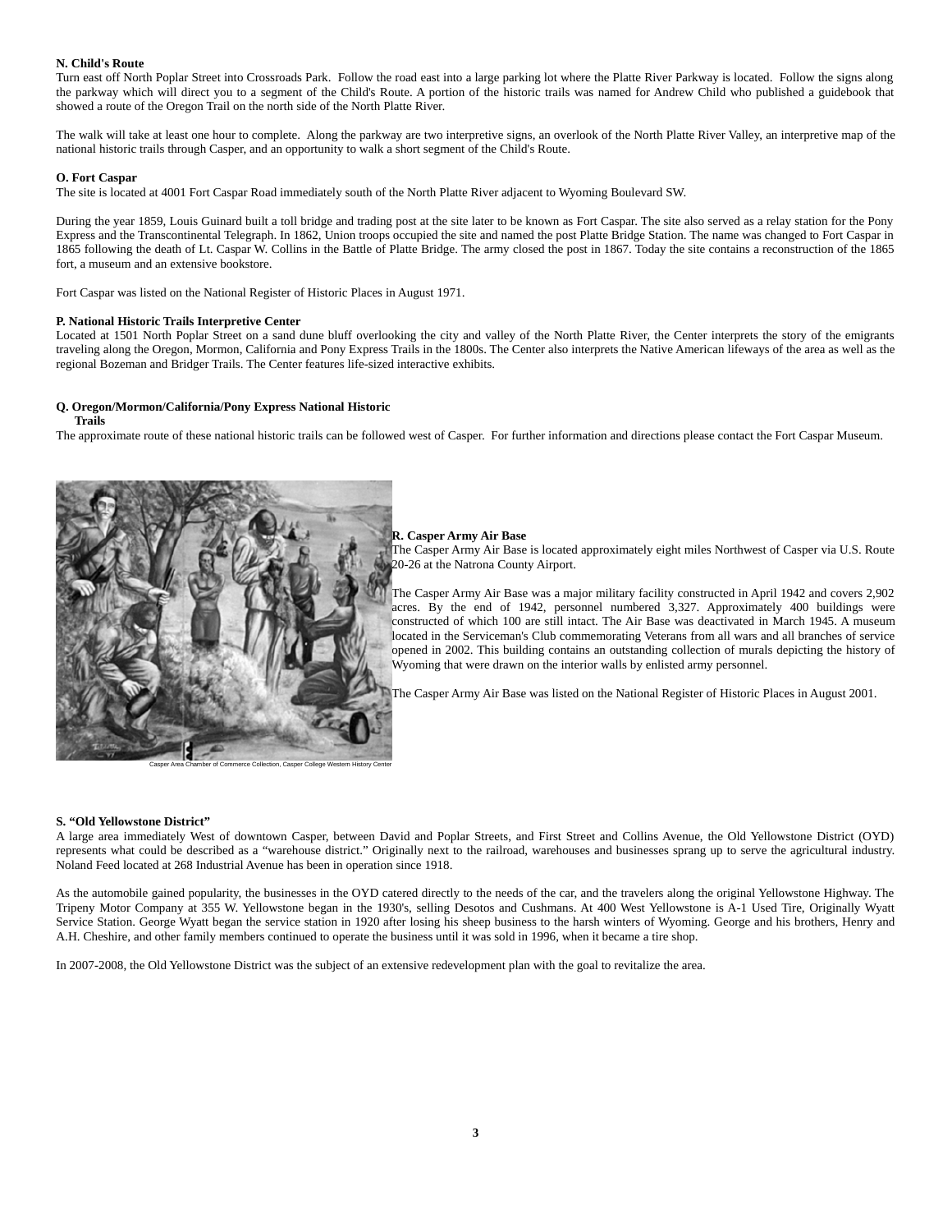**N. Child's Route**

Turn east off North Poplar Street into Crossroads Park. Follow the road east into a large parking lot where the Platte River Parkway is located. Follow the signs along the parkway which will direct you to a segment of the Child's Route. A portion of the historic trails was named for Andrew Child who published a guidebook that showed a route of the Oregon Trail on the north side of the North Platte River.

The walk will take at least one hour to complete. Along the parkway are two interpretive signs, an overlook of the North Platte River Valley, an interpretive map of the national historic trails through Casper, and an opportunity to walk a short segment of the Child's Route.

**O. Fort Caspar**

The site is located at 4001 Fort Caspar Road immediately south of the North Platte River adjacent to Wyoming Boulevard SW.

During the year 1859, Louis Guinard built a toll bridge and trading post at the site later to be known as Fort Caspar. The site also served as a relay station for the Pony Express and the Transcontinental Telegraph. In 1862, Union troops occupied the site and named the post Platte Bridge Station. The name was changed to Fort Caspar in 1865 following the death of Lt. Caspar W. Collins in the Battle of Platte Bridge. The army closed the post in 1867. Today the site contains a reconstruction of the 1865 fort, a museum and an extensive bookstore.

Fort Caspar was listed on the National Register of Historic Places in August 1971.

**P. National Historic Trails Interpretive Center**

Located at 1501 North Poplar Street on a sand dune bluff overlooking the city and valley of the North Platte River, the Center interprets the story of the emigrants traveling along the Oregon, Mormon, California and Pony Express Trails in the 1800s. The Center also interprets the Native American lifeways of the area as well as the regional Bozeman and Bridger Trails. The Center features life-sized interactive exhibits.

**Q. Oregon/Mormon/California/Pony Express National Historic Trails**

The approximate route of these national historic trails can be followed west of Casper. For further information and directions please contact the Fort Caspar Museum.

Casper Area Chamber of Commerce Collection, Casper College Western History Center

**R. Casper Army Air Base**

The Casper Army Air Base is located approximately eight miles Northwest of Casper via U.S. Route 20-26 at the Natrona County Airport.

The Casper Army Air Base was a major military facility constructed in April 1942 and covers 2,902 acres. By the end of 1942, personnel numbered 3,327. Approximately 400 buildings were constructed of which 100 are still intact. The Air Base was deactivated in March 1945. A museum located in the Serviceman's Club commemorating Veterans from all wars and all branches of service opened in 2002. This building contains an outstanding collection of murals depicting the history of Wyoming that were drawn on the interior walls by enlisted army personnel.

The Casper Army Air Base was listed on the National Register of Historic Places in August 2001.

**S. "Old Yellowstone District"**

A large area immediately West of downtown Casper, between David and Poplar Streets, and First Street and Collins Avenue, the Old Yellowstone District (OYD) represents what could be described as a "warehouse district." Originally next to the railroad, warehouses and businesses sprang up to serve the agricultural industry. Noland Feed located at 268 Industrial Avenue has been in operation since 1918.

As the automobile gained popularity, the businesses in the OYD catered directly to the needs of the car, and the travelers along the original Yellowstone Highway. The Tripeny Motor Company at 355 W. Yellowstone began in the 1930's, selling Desotos and Cushmans. At 400 West Yellowstone is A-1 Used Tire, Originally Wyatt Service Station. George Wyatt began the service station in 1920 after losing his sheep business to the harsh winters of Wyoming. George and his brothers, Henry and A.H. Cheshire, and other family members continued to operate the business until it was sold in 1996, when it became a tire shop.

In 2007-2008, the Old Yellowstone District was the subject of an extensive redevelopment plan with the goal to revitalize the area.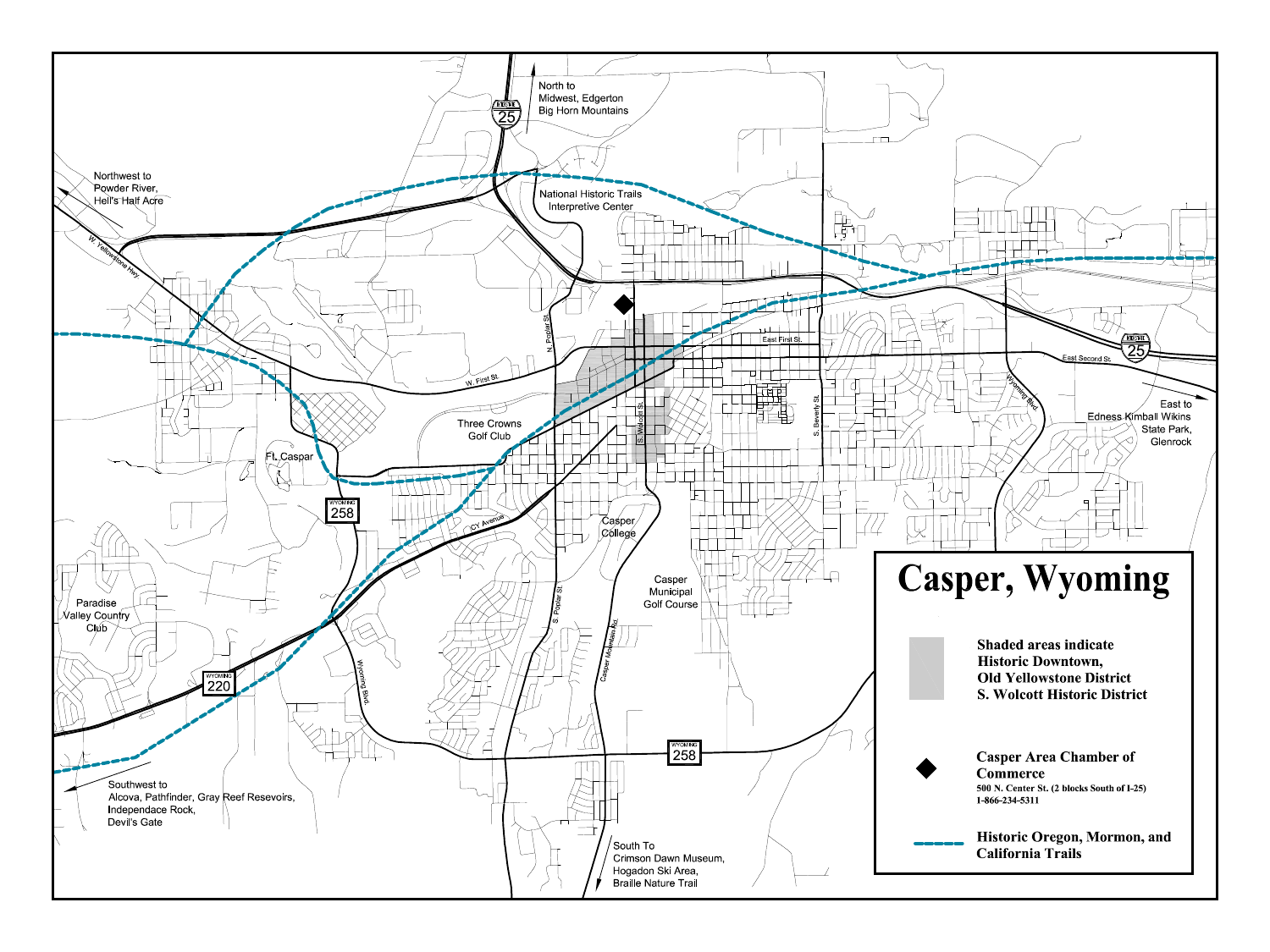# Casper, Wyoming

Shaded areas indicate Historic Downtown, Old Yellowstone District S. Wolcott Historic District

Casper Area Chamber of Commerce
500 N. Center St. (2 blocks South of I-25)
1-866-234-5311

Historic Oregon, Mormon, and California Trails

North to Midwest, Edgerton Big Horn Mountains

Northwest to Powder River, Hell's Half Acre

National Historic Trails Interpretive Center

W. Yellowstone Hwy

N. Poplar St.

East First St.

East Second St.

W. First St.

Three Crowns Golf Club

S. Wolcott St.

S. Beverly St.

Wyoming Blvd.

East to Edness Kimball Wikins State Park, Glenrock

Ft. Caspar

258

CY Avenue

Casper College

Casper Municipal Golf Course

Paradise Valley Country Club

S. Poplar St.

Casper Mountain Rd.

Wyoming Blvd.

220

258

Southwest to Alcova, Pathfinder, Gray Reef Resevoirs, Independace Rock, Devil's Gate

South To Crimson Dawn Museum, Hogadon Ski Area, Braille Nature Trail

25